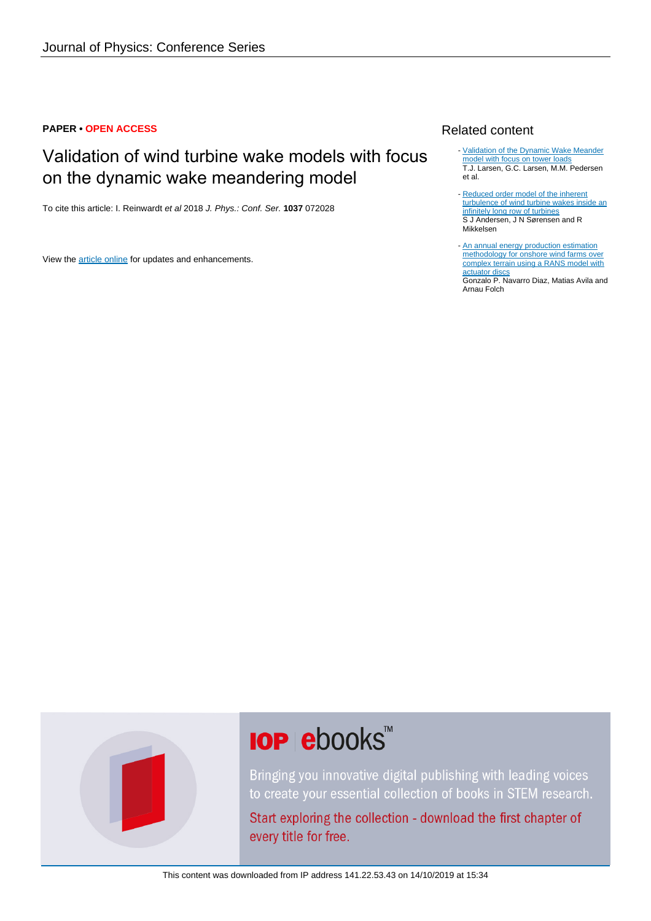**PAPER • OPEN ACCESS**

# Validation of wind turbine wake models with focus on the dynamic wake meandering model

To cite this article: I. Reinwardt *et al* 2018 *J. Phys.: Conf. Ser.* **1037** 072028

View the article online for updates and enhancements.

## Related content

- Validation of the Dynamic Wake Meander model with focus on tower loads
  T.J. Larsen, G.C. Larsen, M.M. Pedersen et al.

- Reduced order model of the inherent turbulence of wind turbine wakes inside an infinitely long row of turbines
  S J Andersen, J N Sørensen and R Mikkelsen

- An annual energy production estimation methodology for onshore wind farms over complex terrain using a RANS model with actuator discs
  Gonzalo P. Navarro Diaz, Matias Avila and Arnau Folch

**IOP ebooks™**

Bringing you innovative digital publishing with leading voices to create your essential collection of books in STEM research.

Start exploring the collection - download the first chapter of every title for free.

This content was downloaded from IP address 141.22.53.43 on 14/10/2019 at 15:34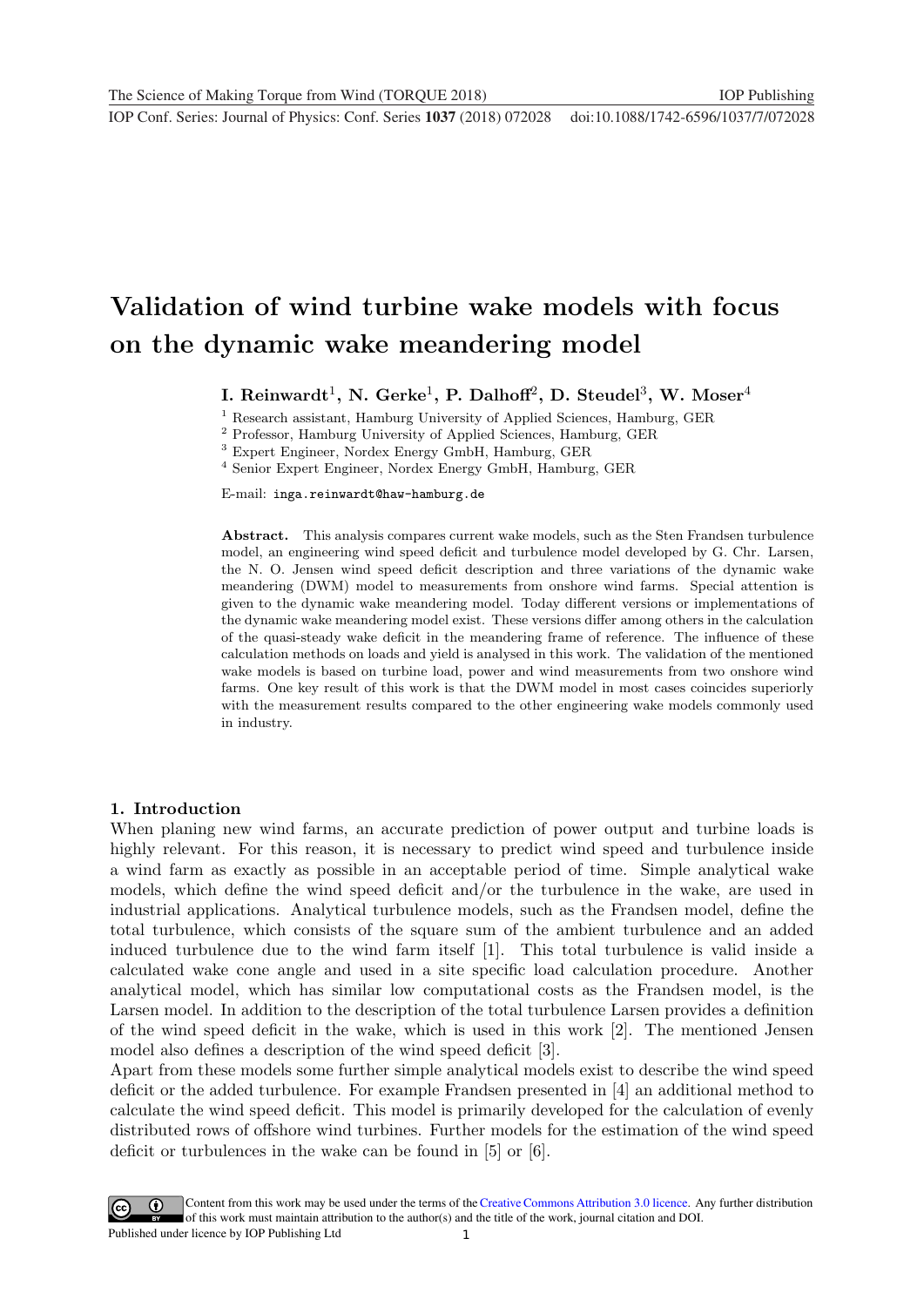# Validation of wind turbine wake models with focus on the dynamic wake meandering model

**I. Reinwardt[1], N. Gerke[1], P. Dalhoff[2], D. Steudel[3], W. Moser[4]**

[1] Research assistant, Hamburg University of Applied Sciences, Hamburg, GER

[2] Professor, Hamburg University of Applied Sciences, Hamburg, GER

[3] Expert Engineer, Nordex Energy GmbH, Hamburg, GER

[4] Senior Expert Engineer, Nordex Energy GmbH, Hamburg, GER

E-mail: `inga.reinwardt@haw-hamburg.de`

**Abstract.** This analysis compares current wake models, such as the Sten Frandsen turbulence model, an engineering wind speed deficit and turbulence model developed by G. Chr. Larsen, the N. O. Jensen wind speed deficit description and three variations of the dynamic wake meandering (DWM) model to measurements from onshore wind farms. Special attention is given to the dynamic wake meandering model. Today different versions or implementations of the dynamic wake meandering model exist. These versions differ among others in the calculation of the quasi-steady wake deficit in the meandering frame of reference. The influence of these calculation methods on loads and yield is analysed in this work. The validation of the mentioned wake models is based on turbine load, power and wind measurements from two onshore wind farms. One key result of this work is that the DWM model in most cases coincides superiorly with the measurement results compared to the other engineering wake models commonly used in industry.

## 1. Introduction

When planing new wind farms, an accurate prediction of power output and turbine loads is highly relevant. For this reason, it is necessary to predict wind speed and turbulence inside a wind farm as exactly as possible in an acceptable period of time. Simple analytical wake models, which define the wind speed deficit and/or the turbulence in the wake, are used in industrial applications. Analytical turbulence models, such as the Frandsen model, define the total turbulence, which consists of the square sum of the ambient turbulence and an added induced turbulence due to the wind farm itself [1]. This total turbulence is valid inside a calculated wake cone angle and used in a site specific load calculation procedure. Another analytical model, which has similar low computational costs as the Frandsen model, is the Larsen model. In addition to the description of the total turbulence Larsen provides a definition of the wind speed deficit in the wake, which is used in this work [2]. The mentioned Jensen model also defines a description of the wind speed deficit [3].

Apart from these models some further simple analytical models exist to describe the wind speed deficit or the added turbulence. For example Frandsen presented in [4] an additional method to calculate the wind speed deficit. This model is primarily developed for the calculation of evenly distributed rows of offshore wind turbines. Further models for the estimation of the wind speed deficit or turbulences in the wake can be found in [5] or [6].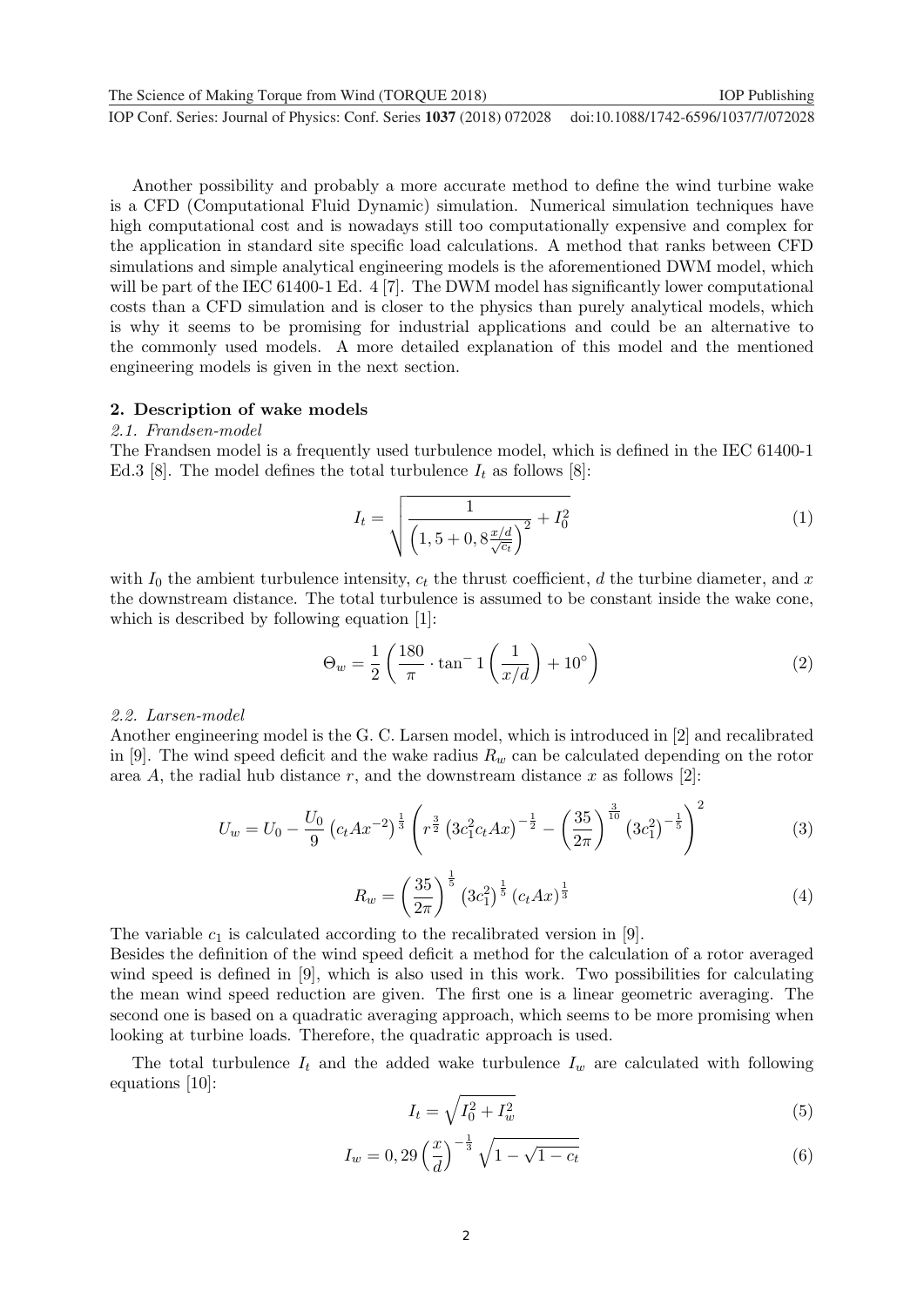Another possibility and probably a more accurate method to define the wind turbine wake is a CFD (Computational Fluid Dynamic) simulation. Numerical simulation techniques have high computational cost and is nowadays still too computationally expensive and complex for the application in standard site specific load calculations. A method that ranks between CFD simulations and simple analytical engineering models is the aforementioned DWM model, which will be part of the IEC 61400-1 Ed. 4 [7]. The DWM model has significantly lower computational costs than a CFD simulation and is closer to the physics than purely analytical models, which is why it seems to be promising for industrial applications and could be an alternative to the commonly used models. A more detailed explanation of this model and the mentioned engineering models is given in the next section.

## 2. Description of wake models

### 2.1. Frandsen-model

The Frandsen model is a frequently used turbulence model, which is defined in the IEC 61400-1 Ed.3 [8]. The model defines the total turbulence $I_t$ as follows [8]:

$$I_t = \sqrt{\frac{1}{\left(1,5 + 0,8\frac{x/d}{\sqrt{c_t}}\right)^2} + I_0^2} \tag{1}$$

with $I_0$ the ambient turbulence intensity, $c_t$ the thrust coefficient, $d$ the turbine diameter, and $x$ the downstream distance. The total turbulence is assumed to be constant inside the wake cone, which is described by following equation [1]:

$$\Theta_w = \frac{1}{2}\left(\frac{180}{\pi} \cdot \tan^- 1\left(\frac{1}{x/d}\right) + 10^\circ\right) \tag{2}$$

### 2.2. Larsen-model

Another engineering model is the G. C. Larsen model, which is introduced in [2] and recalibrated in [9]. The wind speed deficit and the wake radius $R_w$ can be calculated depending on the rotor area $A$, the radial hub distance $r$, and the downstream distance $x$ as follows [2]:

$$U_w = U_0 - \frac{U_0}{9}\left(c_t A x^{-2}\right)^{\frac{1}{3}}\left(r^{\frac{3}{2}}\left(3c_1^2 c_t A x\right)^{-\frac{1}{2}} - \left(\frac{35}{2\pi}\right)^{\frac{3}{10}}\left(3c_1^2\right)^{-\frac{1}{5}}\right)^2 \tag{3}$$

$$R_w = \left(\frac{35}{2\pi}\right)^{\frac{1}{5}}\left(3c_1^2\right)^{\frac{1}{5}}\left(c_t A x\right)^{\frac{1}{3}} \tag{4}$$

The variable $c_1$ is calculated according to the recalibrated version in [9].
Besides the definition of the wind speed deficit a method for the calculation of a rotor averaged wind speed is defined in [9], which is also used in this work. Two possibilities for calculating the mean wind speed reduction are given. The first one is a linear geometric averaging. The second one is based on a quadratic averaging approach, which seems to be more promising when looking at turbine loads. Therefore, the quadratic approach is used.

The total turbulence $I_t$ and the added wake turbulence $I_w$ are calculated with following equations [10]:

$$I_t = \sqrt{I_0^2 + I_w^2} \tag{5}$$

$$I_w = 0,29\left(\frac{x}{d}\right)^{-\frac{1}{3}}\sqrt{1 - \sqrt{1 - c_t}} \tag{6}$$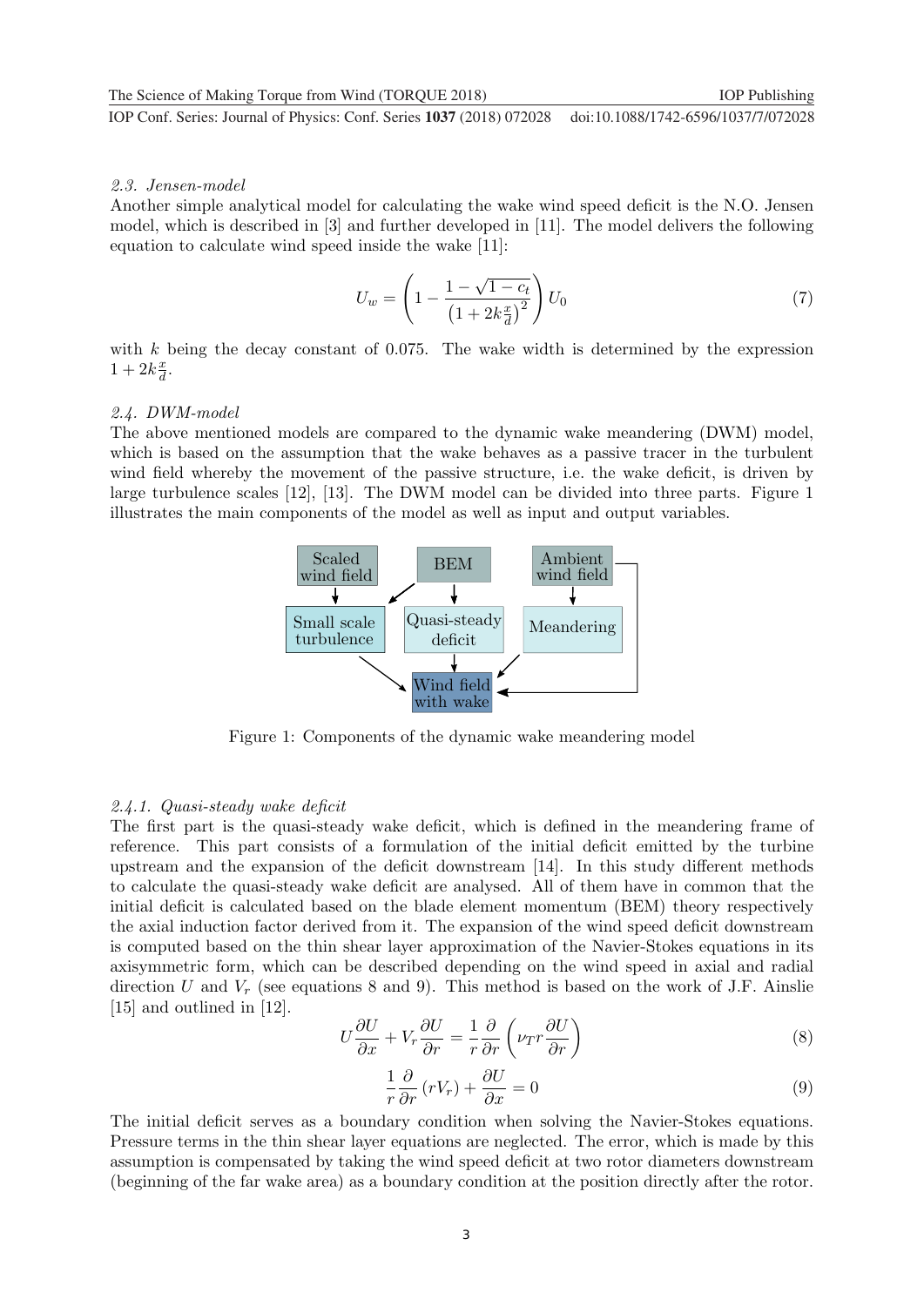### 2.3. Jensen-model

Another simple analytical model for calculating the wake wind speed deficit is the N.O. Jensen model, which is described in [3] and further developed in [11]. The model delivers the following equation to calculate wind speed inside the wake [11]:

$$U_w = \left(1 - \frac{1 - \sqrt{1 - c_t}}{\left(1 + 2k\frac{x}{d}\right)^2}\right) U_0 \tag{7}$$

with $k$ being the decay constant of 0.075. The wake width is determined by the expression $1 + 2k\frac{x}{d}$.

### 2.4. DWM-model

The above mentioned models are compared to the dynamic wake meandering (DWM) model, which is based on the assumption that the wake behaves as a passive tracer in the turbulent wind field whereby the movement of the passive structure, i.e. the wake deficit, is driven by large turbulence scales [12], [13]. The DWM model can be divided into three parts. Figure 1 illustrates the main components of the model as well as input and output variables.

Figure 1: Components of the dynamic wake meandering model

#### 2.4.1. Quasi-steady wake deficit

The first part is the quasi-steady wake deficit, which is defined in the meandering frame of reference. This part consists of a formulation of the initial deficit emitted by the turbine upstream and the expansion of the deficit downstream [14]. In this study different methods to calculate the quasi-steady wake deficit are analysed. All of them have in common that the initial deficit is calculated based on the blade element momentum (BEM) theory respectively the axial induction factor derived from it. The expansion of the wind speed deficit downstream is computed based on the thin shear layer approximation of the Navier-Stokes equations in its axisymmetric form, which can be described depending on the wind speed in axial and radial direction $U$ and $V_r$ (see equations 8 and 9). This method is based on the work of J.F. Ainslie [15] and outlined in [12].

$$U\frac{\partial U}{\partial x} + V_r\frac{\partial U}{\partial r} = \frac{1}{r}\frac{\partial}{\partial r}\left(\nu_T r \frac{\partial U}{\partial r}\right) \tag{8}$$

$$\frac{1}{r}\frac{\partial}{\partial r}\left(rV_r\right) + \frac{\partial U}{\partial x} = 0 \tag{9}$$

The initial deficit serves as a boundary condition when solving the Navier-Stokes equations. Pressure terms in the thin shear layer equations are neglected. The error, which is made by this assumption is compensated by taking the wind speed deficit at two rotor diameters downstream (beginning of the far wake area) as a boundary condition at the position directly after the rotor.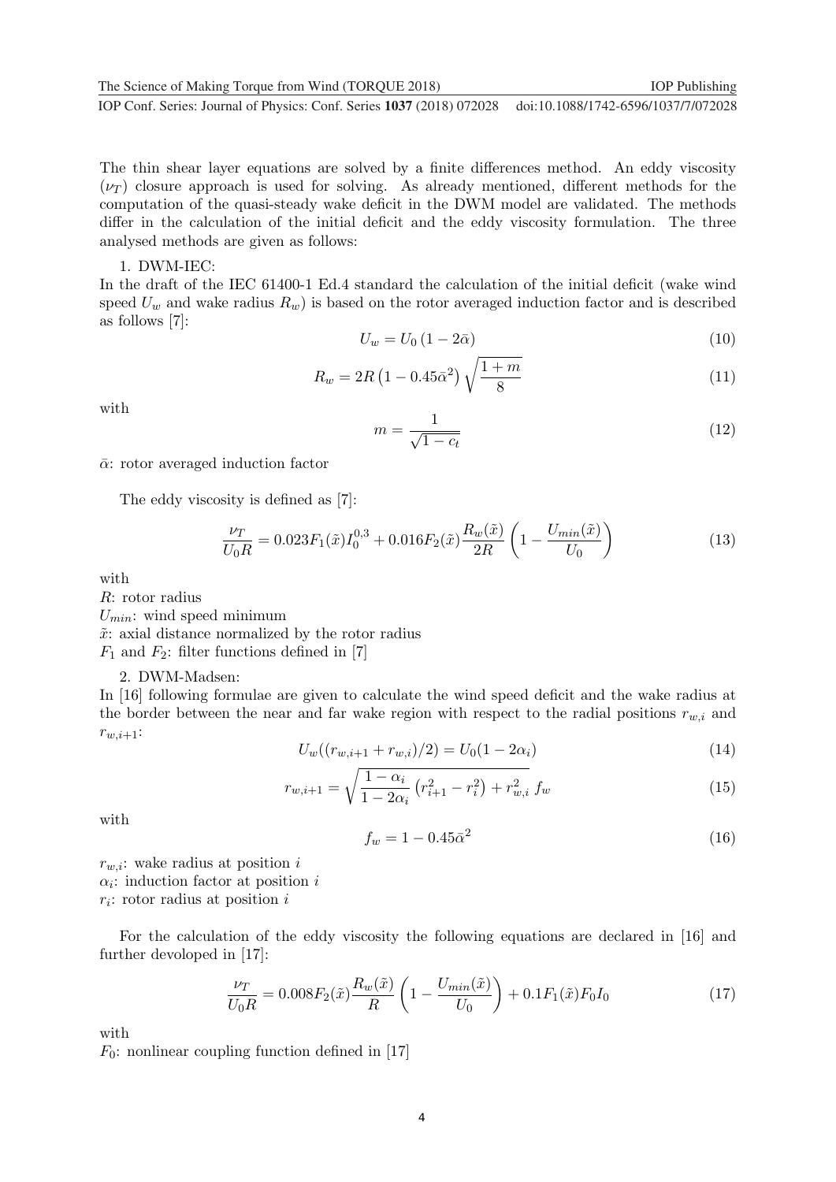The thin shear layer equations are solved by a finite differences method. An eddy viscosity ($\nu_T$) closure approach is used for solving. As already mentioned, different methods for the computation of the quasi-steady wake deficit in the DWM model are validated. The methods differ in the calculation of the initial deficit and the eddy viscosity formulation. The three analysed methods are given as follows:

1. DWM-IEC:

In the draft of the IEC 61400-1 Ed.4 standard the calculation of the initial deficit (wake wind speed $U_w$ and wake radius $R_w$) is based on the rotor averaged induction factor and is described as follows [7]:

$$U_w = U_0 \left(1 - 2\bar{\alpha}\right) \tag{10}$$

$$R_w = 2R\left(1 - 0.45\bar{\alpha}^2\right)\sqrt{\frac{1+m}{8}} \tag{11}$$

with

$$m = \frac{1}{\sqrt{1-c_t}} \tag{12}$$

$\bar{\alpha}$: rotor averaged induction factor

The eddy viscosity is defined as [7]:

$$\frac{\nu_T}{U_0 R} = 0.023 F_1(\tilde{x}) I_0^{0,3} + 0.016 F_2(\tilde{x}) \frac{R_w(\tilde{x})}{2R}\left(1 - \frac{U_{min}(\tilde{x})}{U_0}\right) \tag{13}$$

with

$R$: rotor radius

$U_{min}$: wind speed minimum

$\tilde{x}$: axial distance normalized by the rotor radius

$F_1$ and $F_2$: filter functions defined in [7]

2. DWM-Madsen:

In [16] following formulae are given to calculate the wind speed deficit and the wake radius at the border between the near and far wake region with respect to the radial positions $r_{w,i}$ and $r_{w,i+1}$:

$$U_w((r_{w,i+1} + r_{w,i})/2) = U_0(1 - 2\alpha_i) \tag{14}$$

$$r_{w,i+1} = \sqrt{\frac{1-\alpha_i}{1-2\alpha_i}\left(r_{i+1}^2 - r_i^2\right) + r_{w,i}^2}\; f_w \tag{15}$$

with

$$f_w = 1 - 0.45\bar{\alpha}^2 \tag{16}$$

$r_{w,i}$: wake radius at position $i$

$\alpha_i$: induction factor at position $i$

$r_i$: rotor radius at position $i$

For the calculation of the eddy viscosity the following equations are declared in [16] and further devoloped in [17]:

$$\frac{\nu_T}{U_0 R} = 0.008 F_2(\tilde{x}) \frac{R_w(\tilde{x})}{R}\left(1 - \frac{U_{min}(\tilde{x})}{U_0}\right) + 0.1 F_1(\tilde{x}) F_0 I_0 \tag{17}$$

with

$F_0$: nonlinear coupling function defined in [17]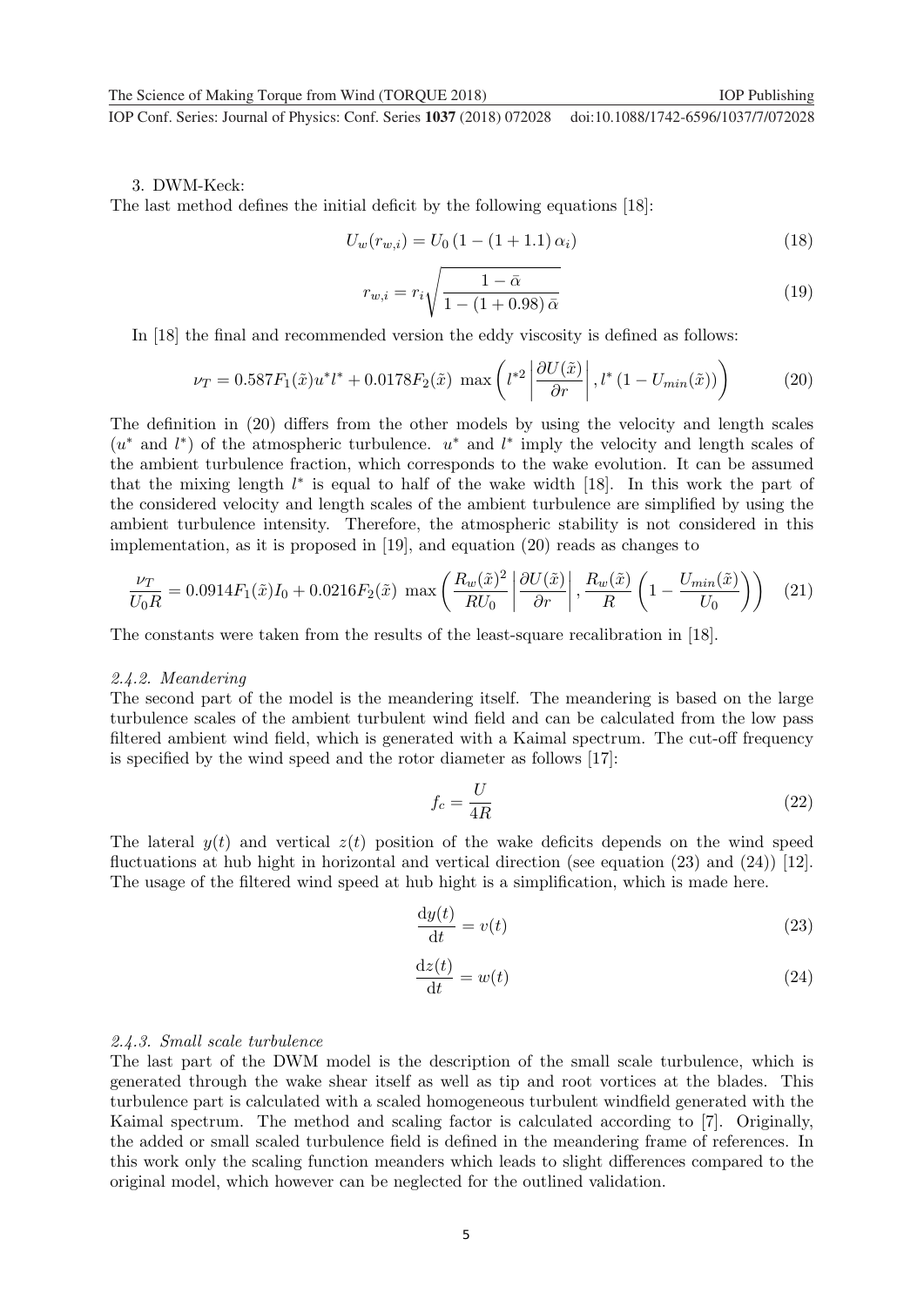3. DWM-Keck:

The last method defines the initial deficit by the following equations [18]:

$$U_w(r_{w,i}) = U_0 \left(1 - (1 + 1.1)\,\alpha_i\right) \tag{18}$$

$$r_{w,i} = r_i \sqrt{\frac{1 - \bar{\alpha}}{1 - (1 + 0.98)\,\bar{\alpha}}} \tag{19}$$

In [18] the final and recommended version the eddy viscosity is defined as follows:

$$\nu_T = 0.587 F_1(\tilde{x}) u^* l^* + 0.0178 F_2(\tilde{x}) \ \max\left( l^{*2} \left| \frac{\partial U(\tilde{x})}{\partial r} \right|, l^* \left(1 - U_{min}(\tilde{x})\right) \right) \tag{20}$$

The definition in (20) differs from the other models by using the velocity and length scales ($u^*$ and $l^*$) of the atmospheric turbulence. $u^*$ and $l^*$ imply the velocity and length scales of the ambient turbulence fraction, which corresponds to the wake evolution. It can be assumed that the mixing length $l^*$ is equal to half of the wake width [18]. In this work the part of the considered velocity and length scales of the ambient turbulence are simplified by using the ambient turbulence intensity. Therefore, the atmospheric stability is not considered in this implementation, as it is proposed in [19], and equation (20) reads as changes to

$$\frac{\nu_T}{U_0 R} = 0.0914 F_1(\tilde{x}) I_0 + 0.0216 F_2(\tilde{x}) \ \max\left( \frac{R_w(\tilde{x})^2}{R U_0} \left| \frac{\partial U(\tilde{x})}{\partial r} \right|, \frac{R_w(\tilde{x})}{R} \left(1 - \frac{U_{min}(\tilde{x})}{U_0}\right) \right) \tag{21}$$

The constants were taken from the results of the least-square recalibration in [18].

#### *2.4.2. Meandering*

The second part of the model is the meandering itself. The meandering is based on the large turbulence scales of the ambient turbulent wind field and can be calculated from the low pass filtered ambient wind field, which is generated with a Kaimal spectrum. The cut-off frequency is specified by the wind speed and the rotor diameter as follows [17]:

$$f_c = \frac{U}{4R} \tag{22}$$

The lateral $y(t)$ and vertical $z(t)$ position of the wake deficits depends on the wind speed fluctuations at hub hight in horizontal and vertical direction (see equation (23) and (24)) [12]. The usage of the filtered wind speed at hub hight is a simplification, which is made here.

$$\frac{\mathrm{d}y(t)}{\mathrm{d}t} = v(t) \tag{23}$$

$$\frac{\mathrm{d}z(t)}{\mathrm{d}t} = w(t) \tag{24}$$

#### *2.4.3. Small scale turbulence*

The last part of the DWM model is the description of the small scale turbulence, which is generated through the wake shear itself as well as tip and root vortices at the blades. This turbulence part is calculated with a scaled homogeneous turbulent windfield generated with the Kaimal spectrum. The method and scaling factor is calculated according to [7]. Originally, the added or small scaled turbulence field is defined in the meandering frame of references. In this work only the scaling function meanders which leads to slight differences compared to the original model, which however can be neglected for the outlined validation.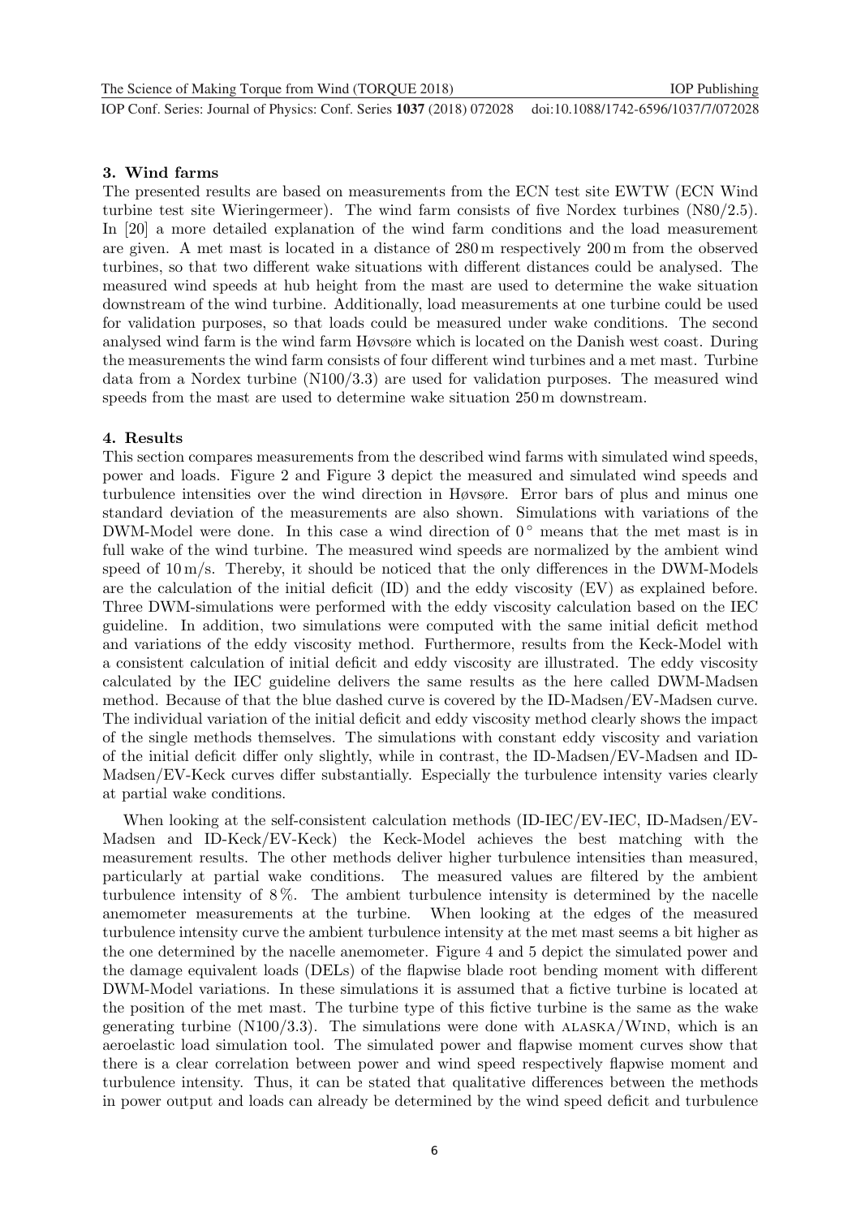## 3. Wind farms

The presented results are based on measurements from the ECN test site EWTW (ECN Wind turbine test site Wieringermeer). The wind farm consists of five Nordex turbines (N80/2.5). In [20] a more detailed explanation of the wind farm conditions and the load measurement are given. A met mast is located in a distance of 280 m respectively 200 m from the observed turbines, so that two different wake situations with different distances could be analysed. The measured wind speeds at hub height from the mast are used to determine the wake situation downstream of the wind turbine. Additionally, load measurements at one turbine could be used for validation purposes, so that loads could be measured under wake conditions. The second analysed wind farm is the wind farm Høvsøre which is located on the Danish west coast. During the measurements the wind farm consists of four different wind turbines and a met mast. Turbine data from a Nordex turbine (N100/3.3) are used for validation purposes. The measured wind speeds from the mast are used to determine wake situation 250 m downstream.

## 4. Results

This section compares measurements from the described wind farms with simulated wind speeds, power and loads. Figure 2 and Figure 3 depict the measured and simulated wind speeds and turbulence intensities over the wind direction in Høvsøre. Error bars of plus and minus one standard deviation of the measurements are also shown. Simulations with variations of the DWM-Model were done. In this case a wind direction of $0^\circ$ means that the met mast is in full wake of the wind turbine. The measured wind speeds are normalized by the ambient wind speed of 10 m/s. Thereby, it should be noticed that the only differences in the DWM-Models are the calculation of the initial deficit (ID) and the eddy viscosity (EV) as explained before. Three DWM-simulations were performed with the eddy viscosity calculation based on the IEC guideline. In addition, two simulations were computed with the same initial deficit method and variations of the eddy viscosity method. Furthermore, results from the Keck-Model with a consistent calculation of initial deficit and eddy viscosity are illustrated. The eddy viscosity calculated by the IEC guideline delivers the same results as the here called DWM-Madsen method. Because of that the blue dashed curve is covered by the ID-Madsen/EV-Madsen curve. The individual variation of the initial deficit and eddy viscosity method clearly shows the impact of the single methods themselves. The simulations with constant eddy viscosity and variation of the initial deficit differ only slightly, while in contrast, the ID-Madsen/EV-Madsen and ID-Madsen/EV-Keck curves differ substantially. Especially the turbulence intensity varies clearly at partial wake conditions.

When looking at the self-consistent calculation methods (ID-IEC/EV-IEC, ID-Madsen/EV-Madsen and ID-Keck/EV-Keck) the Keck-Model achieves the best matching with the measurement results. The other methods deliver higher turbulence intensities than measured, particularly at partial wake conditions. The measured values are filtered by the ambient turbulence intensity of 8 %. The ambient turbulence intensity is determined by the nacelle anemometer measurements at the turbine. When looking at the edges of the measured turbulence intensity curve the ambient turbulence intensity at the met mast seems a bit higher as the one determined by the nacelle anemometer. Figure 4 and 5 depict the simulated power and the damage equivalent loads (DELs) of the flapwise blade root bending moment with different DWM-Model variations. In these simulations it is assumed that a fictive turbine is located at the position of the met mast. The turbine type of this fictive turbine is the same as the wake generating turbine (N100/3.3). The simulations were done with ALASKA/WIND, which is an aeroelastic load simulation tool. The simulated power and flapwise moment curves show that there is a clear correlation between power and wind speed respectively flapwise moment and turbulence intensity. Thus, it can be stated that qualitative differences between the methods in power output and loads can already be determined by the wind speed deficit and turbulence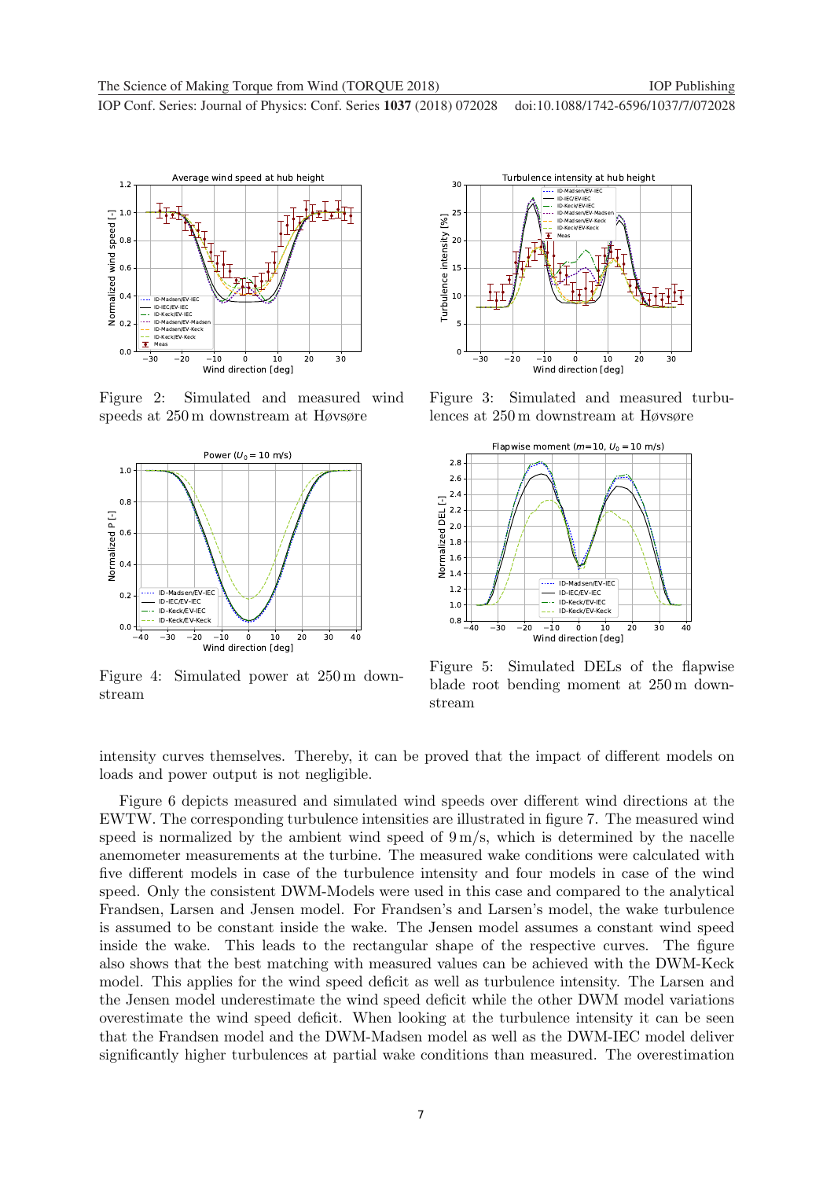Figure 2: Simulated and measured wind speeds at 250 m downstream at Høvsøre

Figure 3: Simulated and measured turbulences at 250 m downstream at Høvsøre

Figure 4: Simulated power at 250 m downstream

Figure 5: Simulated DELs of the flapwise blade root bending moment at 250 m downstream

intensity curves themselves. Thereby, it can be proved that the impact of different models on loads and power output is not negligible.

Figure 6 depicts measured and simulated wind speeds over different wind directions at the EWTW. The corresponding turbulence intensities are illustrated in figure 7. The measured wind speed is normalized by the ambient wind speed of 9 m/s, which is determined by the nacelle anemometer measurements at the turbine. The measured wake conditions were calculated with five different models in case of the turbulence intensity and four models in case of the wind speed. Only the consistent DWM-Models were used in this case and compared to the analytical Frandsen, Larsen and Jensen model. For Frandsen's and Larsen's model, the wake turbulence is assumed to be constant inside the wake. The Jensen model assumes a constant wind speed inside the wake. This leads to the rectangular shape of the respective curves. The figure also shows that the best matching with measured values can be achieved with the DWM-Keck model. This applies for the wind speed deficit as well as turbulence intensity. The Larsen and the Jensen model underestimate the wind speed deficit while the other DWM model variations overestimate the wind speed deficit. When looking at the turbulence intensity it can be seen that the Frandsen model and the DWM-Madsen model as well as the DWM-IEC model deliver significantly higher turbulences at partial wake conditions than measured. The overestimation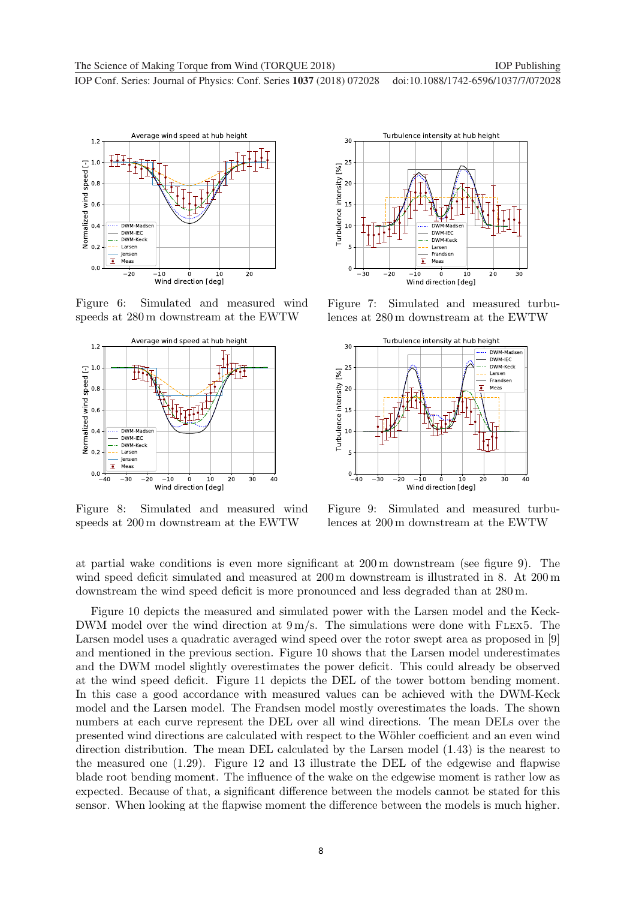Figure 6: Simulated and measured wind speeds at 280 m downstream at the EWTW

Figure 7: Simulated and measured turbulences at 280 m downstream at the EWTW

Figure 8: Simulated and measured wind speeds at 200 m downstream at the EWTW

Figure 9: Simulated and measured turbulences at 200 m downstream at the EWTW

at partial wake conditions is even more significant at 200 m downstream (see figure 9). The wind speed deficit simulated and measured at 200 m downstream is illustrated in 8. At 200 m downstream the wind speed deficit is more pronounced and less degraded than at 280 m.

Figure 10 depicts the measured and simulated power with the Larsen model and the Keck-DWM model over the wind direction at 9 m/s. The simulations were done with FLEX5. The Larsen model uses a quadratic averaged wind speed over the rotor swept area as proposed in [9] and mentioned in the previous section. Figure 10 shows that the Larsen model underestimates and the DWM model slightly overestimates the power deficit. This could already be observed at the wind speed deficit. Figure 11 depicts the DEL of the tower bottom bending moment. In this case a good accordance with measured values can be achieved with the DWM-Keck model and the Larsen model. The Frandsen model mostly overestimates the loads. The shown numbers at each curve represent the DEL over all wind directions. The mean DELs over the presented wind directions are calculated with respect to the Wöhler coefficient and an even wind direction distribution. The mean DEL calculated by the Larsen model (1.43) is the nearest to the measured one (1.29). Figure 12 and 13 illustrate the DEL of the edgewise and flapwise blade root bending moment. The influence of the wake on the edgewise moment is rather low as expected. Because of that, a significant difference between the models cannot be stated for this sensor. When looking at the flapwise moment the difference between the models is much higher.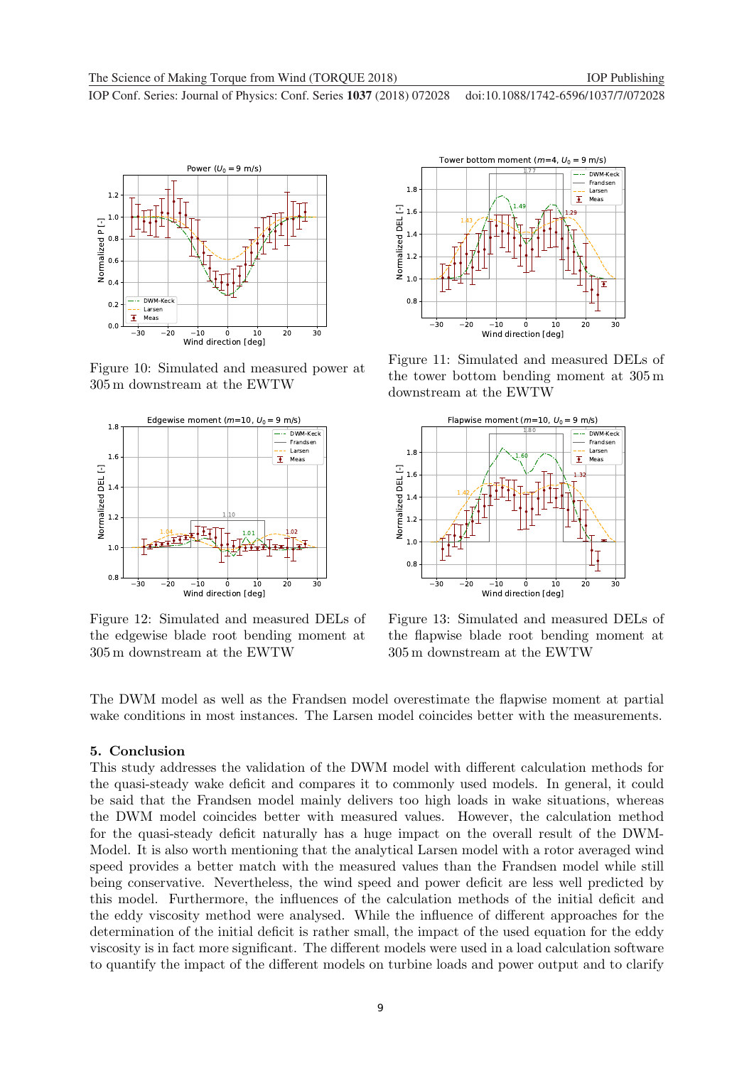Figure 10: Simulated and measured power at 305 m downstream at the EWTW

Figure 11: Simulated and measured DELs of the tower bottom bending moment at 305 m downstream at the EWTW

Figure 12: Simulated and measured DELs of the edgewise blade root bending moment at 305 m downstream at the EWTW

Figure 13: Simulated and measured DELs of the flapwise blade root bending moment at 305 m downstream at the EWTW

The DWM model as well as the Frandsen model overestimate the flapwise moment at partial wake conditions in most instances. The Larsen model coincides better with the measurements.

## 5. Conclusion

This study addresses the validation of the DWM model with different calculation methods for the quasi-steady wake deficit and compares it to commonly used models. In general, it could be said that the Frandsen model mainly delivers too high loads in wake situations, whereas the DWM model coincides better with measured values. However, the calculation method for the quasi-steady deficit naturally has a huge impact on the overall result of the DWM-Model. It is also worth mentioning that the analytical Larsen model with a rotor averaged wind speed provides a better match with the measured values than the Frandsen model while still being conservative. Nevertheless, the wind speed and power deficit are less well predicted by this model. Furthermore, the influences of the calculation methods of the initial deficit and the eddy viscosity method were analysed. While the influence of different approaches for the determination of the initial deficit is rather small, the impact of the used equation for the eddy viscosity is in fact more significant. The different models were used in a load calculation software to quantify the impact of the different models on turbine loads and power output and to clarify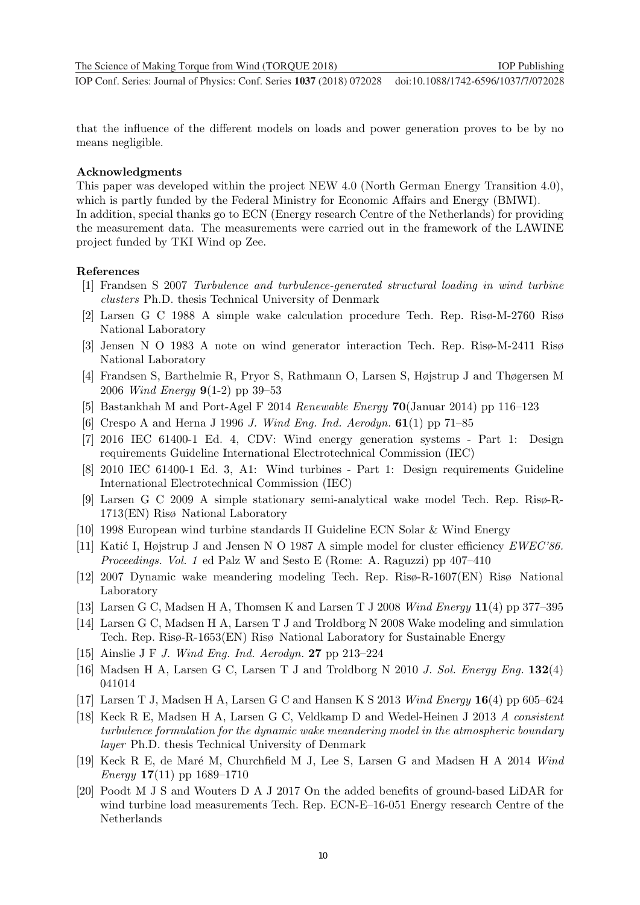that the influence of the different models on loads and power generation proves to be by no means negligible.

### Acknowledgments

This paper was developed within the project NEW 4.0 (North German Energy Transition 4.0), which is partly funded by the Federal Ministry for Economic Affairs and Energy (BMWI).
In addition, special thanks go to ECN (Energy research Centre of the Netherlands) for providing the measurement data. The measurements were carried out in the framework of the LAWINE project funded by TKI Wind op Zee.

### References

[1] Frandsen S 2007 *Turbulence and turbulence-generated structural loading in wind turbine clusters* Ph.D. thesis Technical University of Denmark

[2] Larsen G C 1988 A simple wake calculation procedure Tech. Rep. Risø-M-2760 Risø National Laboratory

[3] Jensen N O 1983 A note on wind generator interaction Tech. Rep. Risø-M-2411 Risø National Laboratory

[4] Frandsen S, Barthelmie R, Pryor S, Rathmann O, Larsen S, Højstrup J and Thøgersen M 2006 *Wind Energy* **9**(1-2) pp 39–53

[5] Bastankhah M and Port-Agel F 2014 *Renewable Energy* **70**(Januar 2014) pp 116–123

[6] Crespo A and Herna J 1996 *J. Wind Eng. Ind. Aerodyn.* **61**(1) pp 71–85

[7] 2016 IEC 61400-1 Ed. 4, CDV: Wind energy generation systems - Part 1: Design requirements Guideline International Electrotechnical Commission (IEC)

[8] 2010 IEC 61400-1 Ed. 3, A1: Wind turbines - Part 1: Design requirements Guideline International Electrotechnical Commission (IEC)

[9] Larsen G C 2009 A simple stationary semi-analytical wake model Tech. Rep. Risø-R-1713(EN) Risø National Laboratory

[10] 1998 European wind turbine standards II Guideline ECN Solar & Wind Energy

[11] Katić I, Højstrup J and Jensen N O 1987 A simple model for cluster efficiency *EWEC'86. Proceedings. Vol. 1* ed Palz W and Sesto E (Rome: A. Raguzzi) pp 407–410

[12] 2007 Dynamic wake meandering modeling Tech. Rep. Risø-R-1607(EN) Risø National Laboratory

[13] Larsen G C, Madsen H A, Thomsen K and Larsen T J 2008 *Wind Energy* **11**(4) pp 377–395

[14] Larsen G C, Madsen H A, Larsen T J and Troldborg N 2008 Wake modeling and simulation Tech. Rep. Risø-R-1653(EN) Risø National Laboratory for Sustainable Energy

[15] Ainslie J F *J. Wind Eng. Ind. Aerodyn.* **27** pp 213–224

[16] Madsen H A, Larsen G C, Larsen T J and Troldborg N 2010 *J. Sol. Energy Eng.* **132**(4) 041014

[17] Larsen T J, Madsen H A, Larsen G C and Hansen K S 2013 *Wind Energy* **16**(4) pp 605–624

[18] Keck R E, Madsen H A, Larsen G C, Veldkamp D and Wedel-Heinen J 2013 *A consistent turbulence formulation for the dynamic wake meandering model in the atmospheric boundary layer* Ph.D. thesis Technical University of Denmark

[19] Keck R E, de Maré M, Churchfield M J, Lee S, Larsen G and Madsen H A 2014 *Wind Energy* **17**(11) pp 1689–1710

[20] Poodt M J S and Wouters D A J 2017 On the added benefits of ground-based LiDAR for wind turbine load measurements Tech. Rep. ECN-E–16-051 Energy research Centre of the Netherlands